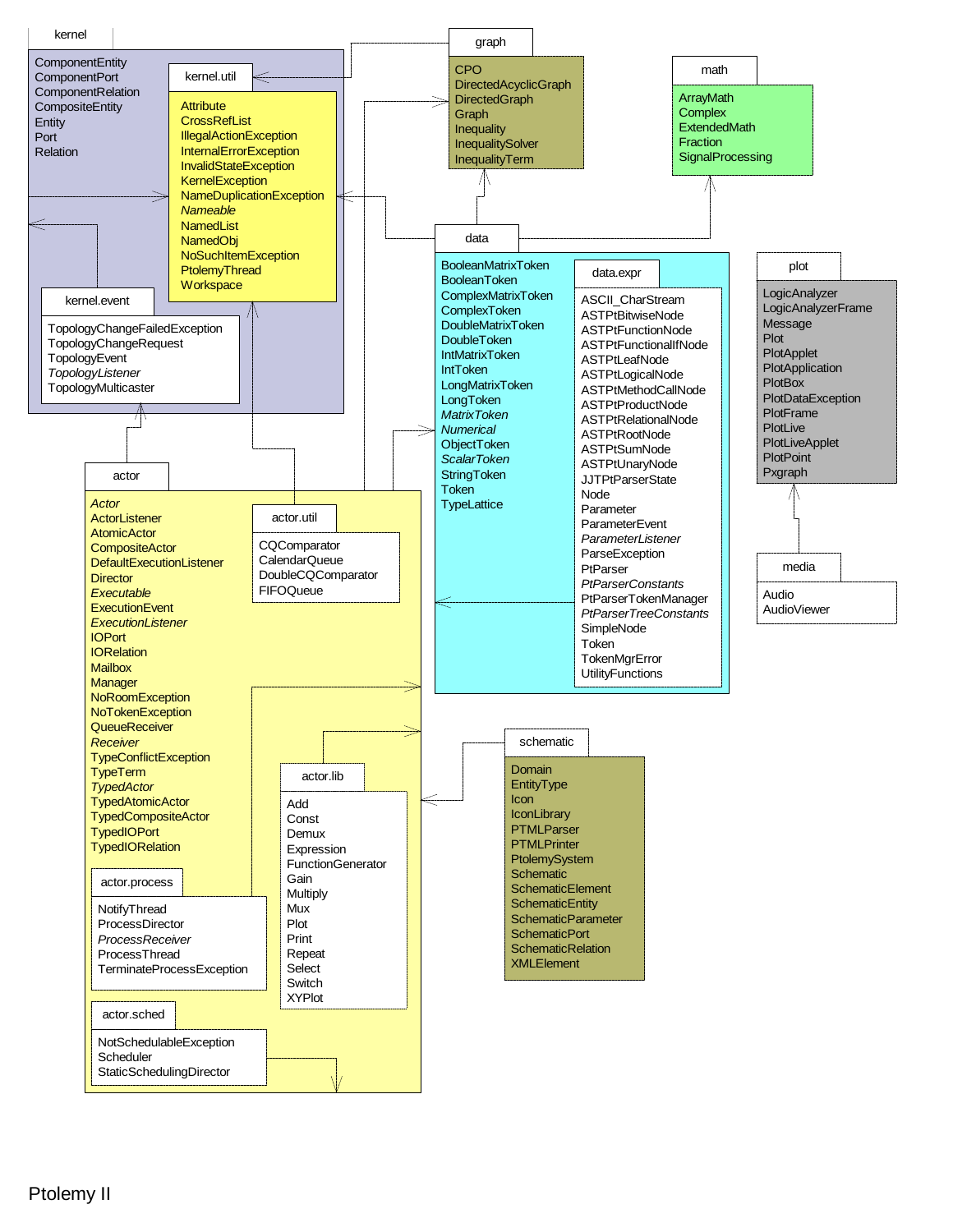## kernel

ComponentEntity
ComponentPort
ComponentRelation
CompositeEntity
Entity
Port
Relation

### kernel.util

Attribute
CrossRefList
IllegalActionException
InternalErrorException
InvalidStateException
KernelException
NameDuplicationException
*Nameable*
NamedList
NamedObj
NoSuchItemException
PtolemyThread
Workspace

### kernel.event

TopologyChangeFailedException
TopologyChangeRequest
TopologyEvent
*TopologyListener*
TopologyMulticaster

## graph

CPO
DirectedAcyclicGraph
DirectedGraph
Graph
Inequality
InequalitySolver
InequalityTerm

## math

ArrayMath
Complex
ExtendedMath
Fraction
SignalProcessing

## data

BooleanMatrixToken
BooleanToken
ComplexMatrixToken
ComplexToken
DoubleMatrixToken
DoubleToken
IntMatrixToken
IntToken
LongMatrixToken
LongToken
*MatrixToken*
*Numerical*
ObjectToken
*ScalarToken*
StringToken
Token
TypeLattice

### data.expr

ASCII_CharStream
ASTPtBitwiseNode
ASTPtFunctionNode
ASTPtFunctionalIfNode
ASTPtLeafNode
ASTPtLogicalNode
ASTPtMethodCallNode
ASTPtProductNode
ASTPtRelationalNode
ASTPtRootNode
ASTPtSumNode
ASTPtUnaryNode
JJTPtParserState
Node
Parameter
ParameterEvent
*ParameterListener*
ParseException
PtParser
*PtParserConstants*
PtParserTokenManager
*PtParserTreeConstants*
SimpleNode
Token
TokenMgrError
UtilityFunctions

## plot

LogicAnalyzer
LogicAnalyzerFrame
Message
Plot
PlotApplet
PlotApplication
PlotBox
PlotDataException
PlotFrame
PlotLive
PlotLiveApplet
PlotPoint
Pxgraph

## media

Audio
AudioViewer

## actor

*Actor*
ActorListener
AtomicActor
CompositeActor
DefaultExecutionListener
Director
*Executable*
ExecutionEvent
*ExecutionListener*
IOPort
IORelation
Mailbox
Manager
NoRoomException
NoTokenException
QueueReceiver
*Receiver*
TypeConflictException
TypeTerm
*TypedActor*
TypedAtomicActor
TypedCompositeActor
TypedIOPort
TypedIORelation

### actor.util

CQComparator
CalendarQueue
DoubleCQComparator
FIFOQueue

### actor.lib

Add
Const
Demux
Expression
FunctionGenerator
Gain
Multiply
Mux
Plot
Print
Repeat
Select
Switch
XYPlot

### actor.process

NotifyThread
ProcessDirector
*ProcessReceiver*
ProcessThread
TerminateProcessException

### actor.sched

NotSchedulableException
Scheduler
StaticSchedulingDirector

## schematic

Domain
EntityType
Icon
IconLibrary
PTMLParser
PTMLPrinter
PtolemySystem
Schematic
SchematicElement
SchematicEntity
SchematicParameter
SchematicPort
SchematicRelation
XMLElement

Ptolemy II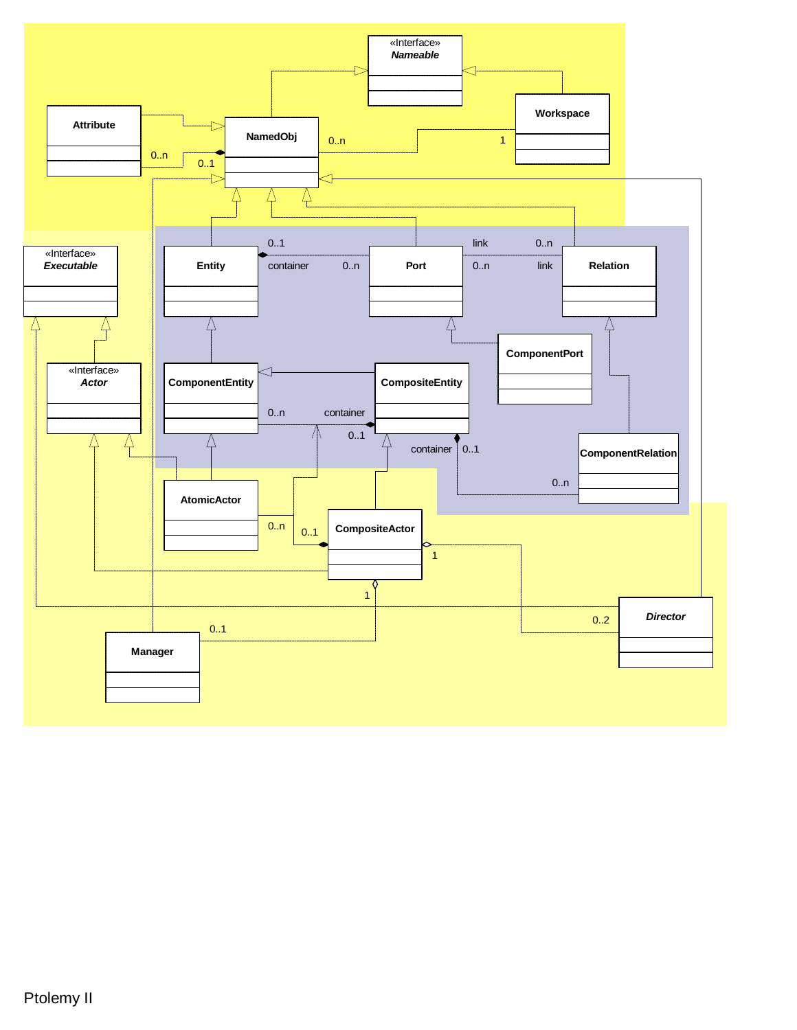«Interface»
*Nameable*

Attribute

NamedObj

Workspace

0..n

0..1

0..n

1

«Interface»
*Executable*

Entity

Port

Relation

0..1

container

0..n

link

0..n

0..n

link

«Interface»
*Actor*

ComponentEntity

CompositeEntity

ComponentPort

0..n

container

0..1

container

0..1

ComponentRelation

0..n

AtomicActor

CompositeActor

0..n

0..1

1

1

*Director*

0..2

Manager

0..1

Ptolemy II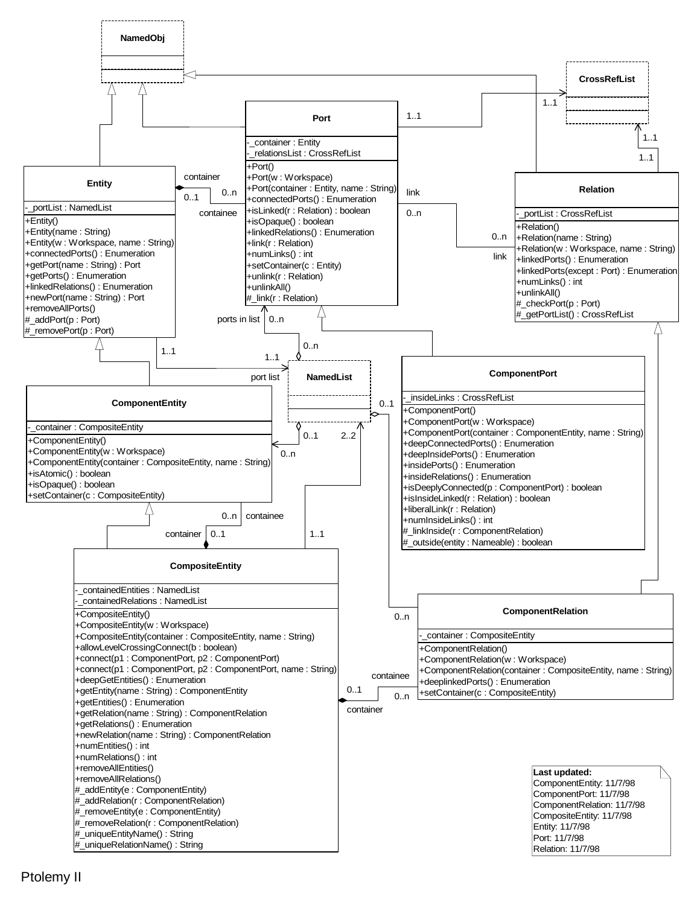**NamedObj**

**CrossRefList**

**Port**

-_container : Entity
-_relationsList : CrossRefList

+Port()
+Port(w : Workspace)
+Port(container : Entity, name : String)
+connectedPorts() : Enumeration
+isLinked(r : Relation) : boolean
+isOpaque() : boolean
+linkedRelations() : Enumeration
+link(r : Relation)
+numLinks() : int
+setContainer(c : Entity)
+unlink(r : Relation)
+unlinkAll()
#_link(r : Relation)

**Entity**

-_portList : NamedList

+Entity()
+Entity(name : String)
+Entity(w : Workspace, name : String)
+connectedPorts() : Enumeration
+getPort(name : String) : Port
+getPorts() : Enumeration
+linkedRelations() : Enumeration
+newPort(name : String) : Port
+removeAllPorts()
#_addPort(p : Port)
#_removePort(p : Port)

**Relation**

-_portList : CrossRefList

+Relation()
+Relation(name : String)
+Relation(w : Workspace, name : String)
+linkedPorts() : Enumeration
+linkedPorts(except : Port) : Enumeration
+numLinks() : int
+unlinkAll()
#_checkPort(p : Port)
#_getPortList() : CrossRefList

**NamedList**

**ComponentEntity**

-_container : CompositeEntity

+ComponentEntity()
+ComponentEntity(w : Workspace)
+ComponentEntity(container : CompositeEntity, name : String)
+isAtomic() : boolean
+isOpaque() : boolean
+setContainer(c : CompositeEntity)

**ComponentPort**

-_insideLinks : CrossRefList

+ComponentPort()
+ComponentPort(w : Workspace)
+ComponentPort(container : ComponentEntity, name : String)
+deepConnectedPorts() : Enumeration
+deepInsidePorts() : Enumeration
+insidePorts() : Enumeration
+insideRelations() : Enumeration
+isDeeplyConnected(p : ComponentPort) : boolean
+isInsideLinked(r : Relation) : boolean
+liberalLink(r : Relation)
+numInsideLinks() : int
#_linkInside(r : ComponentRelation)
#_outside(entity : Nameable) : boolean

**CompositeEntity**

-_containedEntities : NamedList
-_containedRelations : NamedList

+CompositeEntity()
+CompositeEntity(w : Workspace)
+CompositeEntity(container : CompositeEntity, name : String)
+allowLevelCrossingConnect(b : boolean)
+connect(p1 : ComponentPort, p2 : ComponentPort)
+connect(p1 : ComponentPort, p2 : ComponentPort, name : String)
+deepGetEntities() : Enumeration
+getEntity(name : String) : ComponentEntity
+getEntities() : Enumeration
+getRelation(name : String) : ComponentRelation
+getRelations() : Enumeration
+newRelation(name : String) : ComponentRelation
+numEntities() : int
+numRelations() : int
+removeAllEntities()
+removeAllRelations()
#_addEntity(e : ComponentEntity)
#_addRelation(r : ComponentRelation)
#_removeEntity(e : ComponentEntity)
#_removeRelation(r : ComponentRelation)
#_uniqueEntityName() : String
#_uniqueRelationName() : String

**ComponentRelation**

-_container : CompositeEntity

+ComponentRelation()
+ComponentRelation(w : Workspace)
+ComponentRelation(container : CompositeEntity, name : String)
+deeplinkedPorts() : Enumeration
+setContainer(c : CompositeEntity)

container 0..1
0..n containee
1..1
1..1
1..1
1..1
link 0..n
0..n link
ports in list 0..n
0..n
1..1 port list
1..1
0..1
0..1
2..2
0..n
0..n containee
container 0..1
1..1
0..n
containee
0..1
0..n
container

**Last updated:**
ComponentEntity: 11/7/98
ComponentPort: 11/7/98
ComponentRelation: 11/7/98
CompositeEntity: 11/7/98
Entity: 11/7/98
Port: 11/7/98
Relation: 11/7/98

Ptolemy II